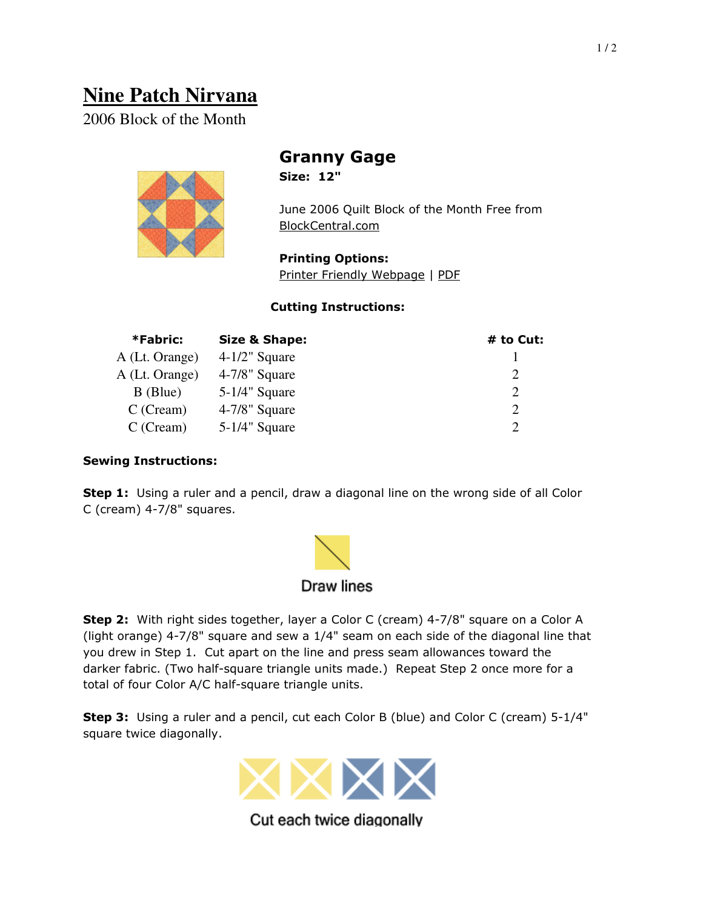# Nine Patch Nirvana

2006 Block of the Month

## Granny Gage

**Size: 12"**

June 2006 Quilt Block of the Month Free from BlockCentral.com

**Printing Options:**
Printer Friendly Webpage | PDF

**Cutting Instructions:**

| *Fabric: | Size & Shape: | # to Cut: |
|---|---|---|
| A (Lt. Orange) | 4-1/2" Square | 1 |
| A (Lt. Orange) | 4-7/8" Square | 2 |
| B (Blue) | 5-1/4" Square | 2 |
| C (Cream) | 4-7/8" Square | 2 |
| C (Cream) | 5-1/4" Square | 2 |

**Sewing Instructions:**

**Step 1:** Using a ruler and a pencil, draw a diagonal line on the wrong side of all Color C (cream) 4-7/8" squares.

Draw lines

**Step 2:** With right sides together, layer a Color C (cream) 4-7/8" square on a Color A (light orange) 4-7/8" square and sew a 1/4" seam on each side of the diagonal line that you drew in Step 1. Cut apart on the line and press seam allowances toward the darker fabric. (Two half-square triangle units made.) Repeat Step 2 once more for a total of four Color A/C half-square triangle units.

**Step 3:** Using a ruler and a pencil, cut each Color B (blue) and Color C (cream) 5-1/4" square twice diagonally.

Cut each twice diagonally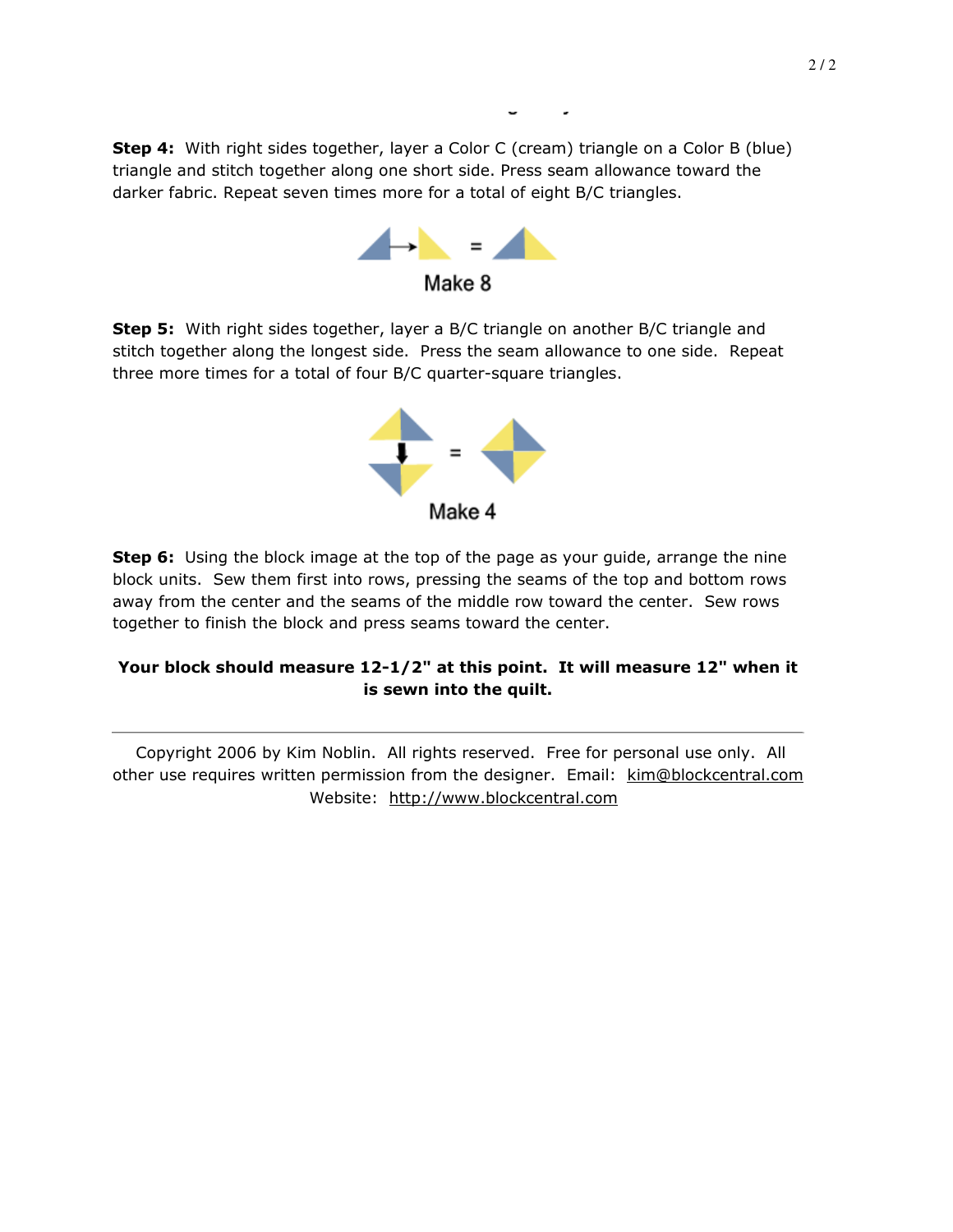**Step 4:** With right sides together, layer a Color C (cream) triangle on a Color B (blue) triangle and stitch together along one short side. Press seam allowance toward the darker fabric. Repeat seven times more for a total of eight B/C triangles.

Make 8

**Step 5:** With right sides together, layer a B/C triangle on another B/C triangle and stitch together along the longest side. Press the seam allowance to one side. Repeat three more times for a total of four B/C quarter-square triangles.

Make 4

**Step 6:** Using the block image at the top of the page as your guide, arrange the nine block units. Sew them first into rows, pressing the seams of the top and bottom rows away from the center and the seams of the middle row toward the center. Sew rows together to finish the block and press seams toward the center.

**Your block should measure 12-1/2" at this point. It will measure 12" when it is sewn into the quilt.**

---

Copyright 2006 by Kim Noblin. All rights reserved. Free for personal use only. All other use requires written permission from the designer. Email: kim@blockcentral.com Website: http://www.blockcentral.com